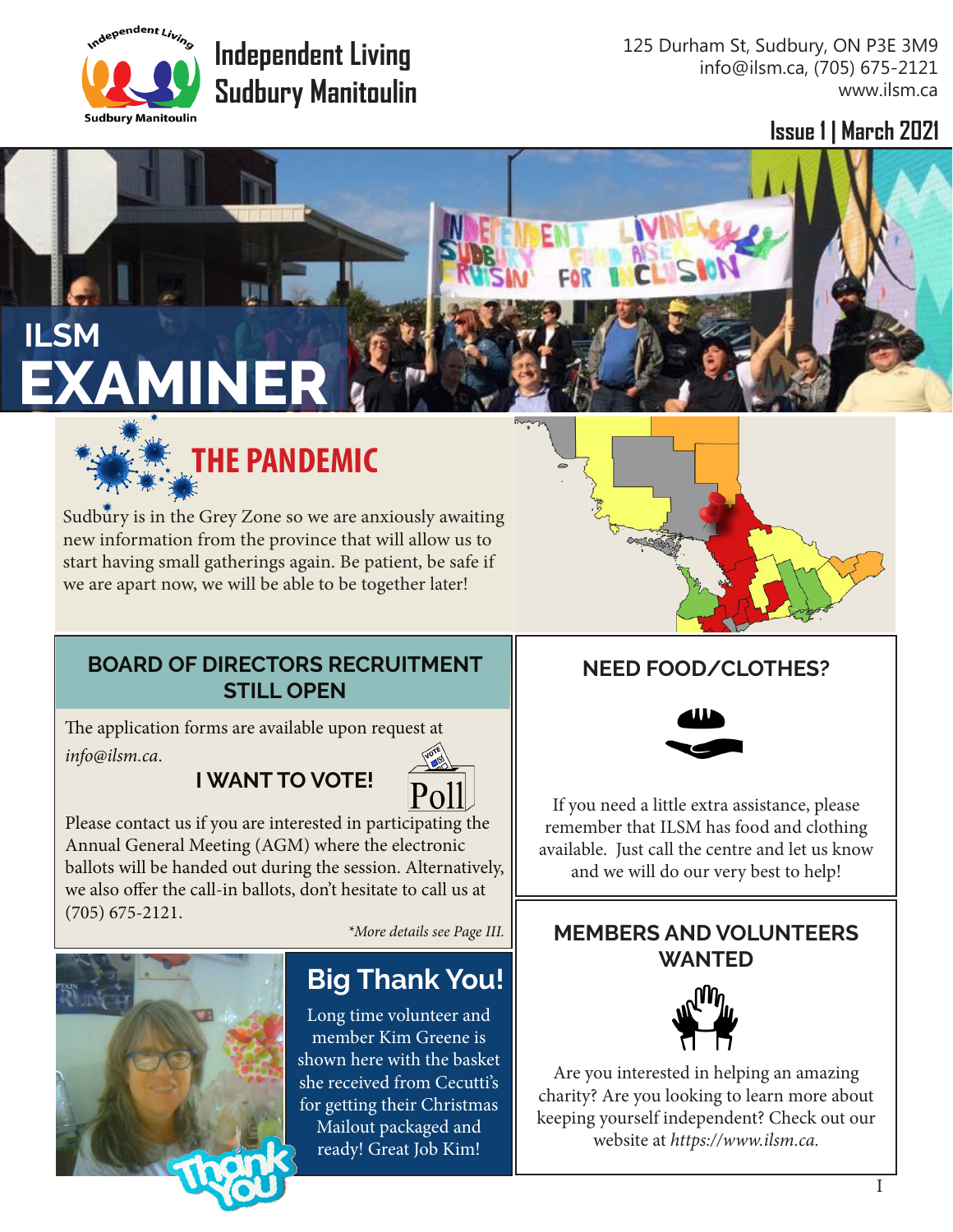**Independent Living Sudbury Manitoulin**

125 Durham St, Sudbury, ON P3E 3M9
info@ilsm.ca, (705) 675-2121
www.ilsm.ca

**Issue 1 | March 2021**

# ILSM EXAMINER

## THE PANDEMIC

Sudbury is in the Grey Zone so we are anxiously awaiting new information from the province that will allow us to start having small gatherings again. Be patient, be safe if we are apart now, we will be able to be together later!

## BOARD OF DIRECTORS RECRUITMENT STILL OPEN

The application forms are available upon request at *info@ilsm.ca*.

### I WANT TO VOTE!

Please contact us if you are interested in participating the Annual General Meeting (AGM) where the electronic ballots will be handed out during the session. Alternatively, we also offer the call-in ballots, don't hesitate to call us at (705) 675-2121.

*\*More details see Page III.*

## Big Thank You!

Long time volunteer and member Kim Greene is shown here with the basket she received from Cecutti's for getting their Christmas Mailout packaged and ready! Great Job Kim!

## NEED FOOD/CLOTHES?

If you need a little extra assistance, please remember that ILSM has food and clothing available. Just call the centre and let us know and we will do our very best to help!

## MEMBERS AND VOLUNTEERS WANTED

Are you interested in helping an amazing charity? Are you looking to learn more about keeping yourself independent? Check out our website at *https://www.ilsm.ca.*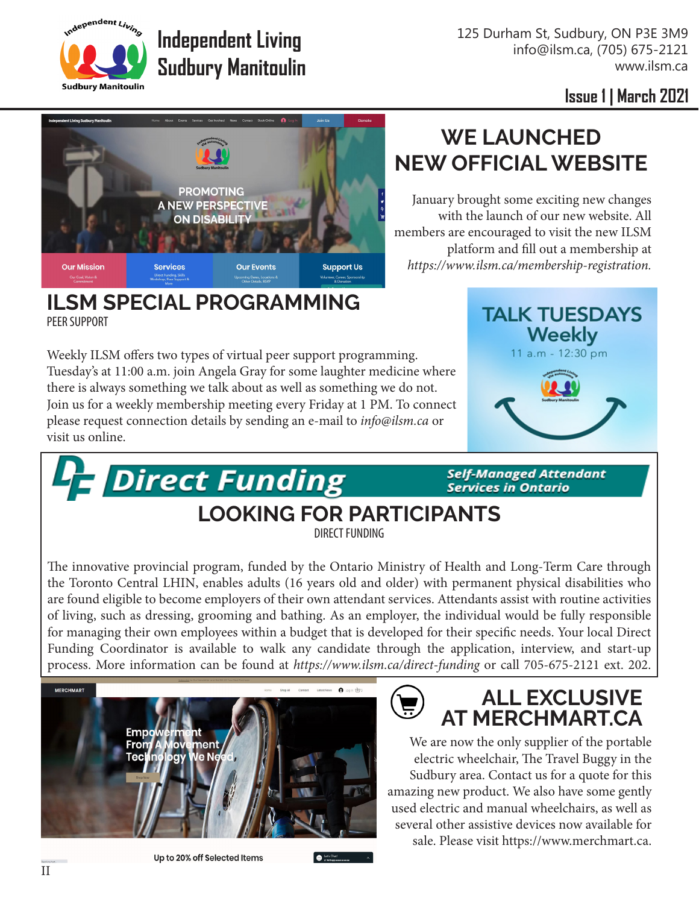# Independent Living Sudbury Manitoulin

125 Durham St, Sudbury, ON P3E 3M9
info@ilsm.ca, (705) 675-2121
www.ilsm.ca

**Issue 1 | March 2021**

## WE LAUNCHED NEW OFFICIAL WEBSITE

January brought some exciting new changes with the launch of our new website. All members are encouraged to visit the new ILSM platform and fill out a membership at *https://www.ilsm.ca/membership-registration.*

## ILSM SPECIAL PROGRAMMING

PEER SUPPORT

Weekly ILSM offers two types of virtual peer support programming. Tuesday's at 11:00 a.m. join Angela Gray for some laughter medicine where there is always something we talk about as well as something we do not. Join us for a weekly membership meeting every Friday at 1 PM. To connect please request connection details by sending an e-mail to *info@ilsm.ca* or visit us online.

**TALK TUESDAYS Weekly**
11 a.m - 12:30 pm

**Direct Funding** — Self-Managed Attendant Services in Ontario

## LOOKING FOR PARTICIPANTS

DIRECT FUNDING

The innovative provincial program, funded by the Ontario Ministry of Health and Long-Term Care through the Toronto Central LHIN, enables adults (16 years old and older) with permanent physical disabilities who are found eligible to become employers of their own attendant services. Attendants assist with routine activities of living, such as dressing, grooming and bathing. As an employer, the individual would be fully responsible for managing their own employees within a budget that is developed for their specific needs. Your local Direct Funding Coordinator is available to walk any candidate through the application, interview, and start-up process. More information can be found at *https://www.ilsm.ca/direct-funding* or call 705-675-2121 ext. 202.

## ALL EXCLUSIVE AT MERCHMART.CA

We are now the only supplier of the portable electric wheelchair, The Travel Buggy in the Sudbury area. Contact us for a quote for this amazing new product. We also have some gently used electric and manual wheelchairs, as well as several other assistive devices now available for sale. Please visit https://www.merchmart.ca.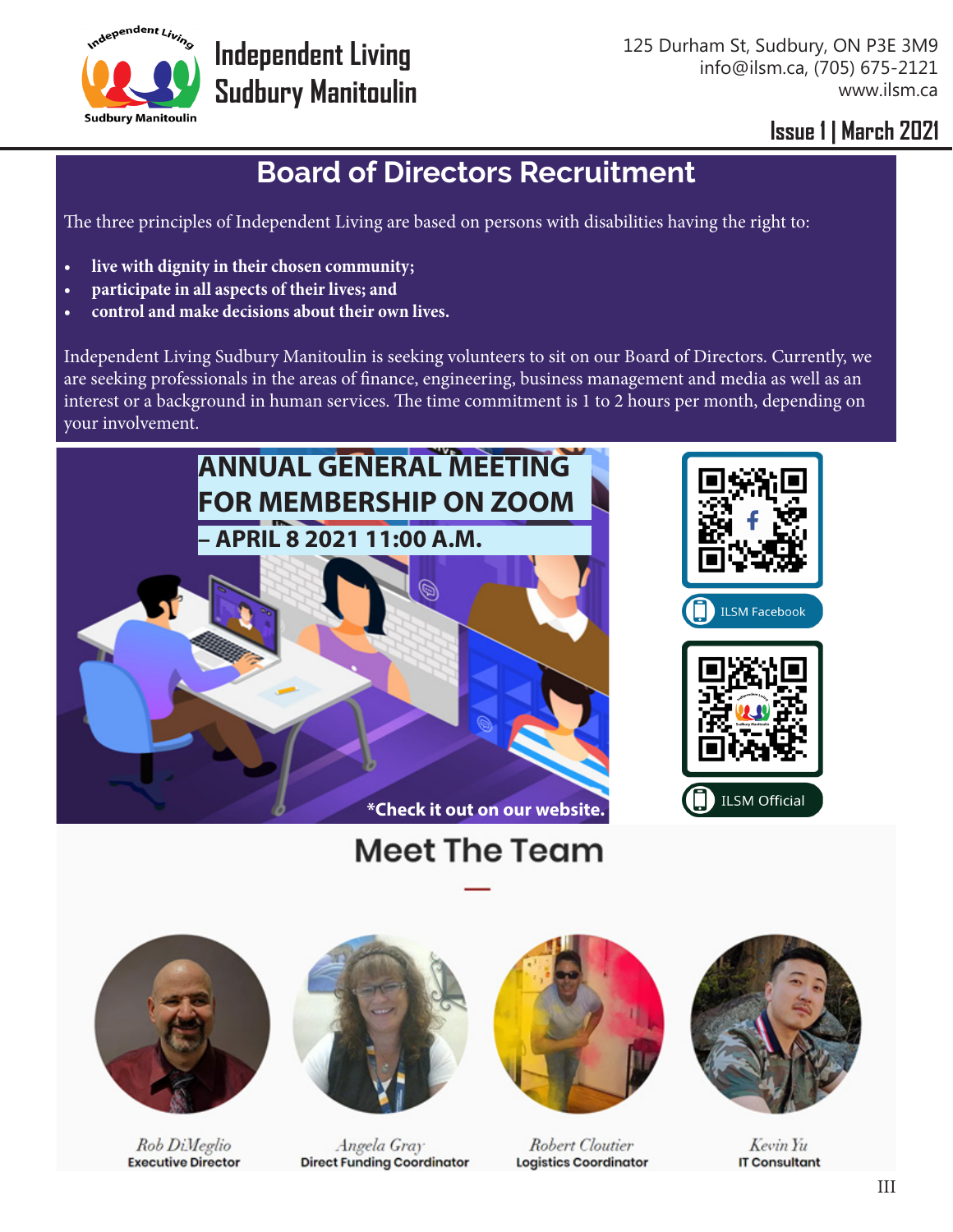# Independent Living Sudbury Manitoulin

125 Durham St, Sudbury, ON P3E 3M9
info@ilsm.ca, (705) 675-2121
www.ilsm.ca

Issue 1 | March 2021

## Board of Directors Recruitment

The three principles of Independent Living are based on persons with disabilities having the right to:

- **live with dignity in their chosen community;**
- **participate in all aspects of their lives; and**
- **control and make decisions about their own lives.**

Independent Living Sudbury Manitoulin is seeking volunteers to sit on our Board of Directors. Currently, we are seeking professionals in the areas of finance, engineering, business management and media as well as an interest or a background in human services. The time commitment is 1 to 2 hours per month, depending on your involvement.

**ANNUAL GENERAL MEETING FOR MEMBERSHIP ON ZOOM – APRIL 8 2021 11:00 A.M.**

***Check it out on our website.**

ILSM Facebook

ILSM Official

## Meet The Team

*Rob DiMeglio*
**Executive Director**

*Angela Gray*
**Direct Funding Coordinator**

*Robert Cloutier*
**Logistics Coordinator**

*Kevin Yu*
**IT Consultant**